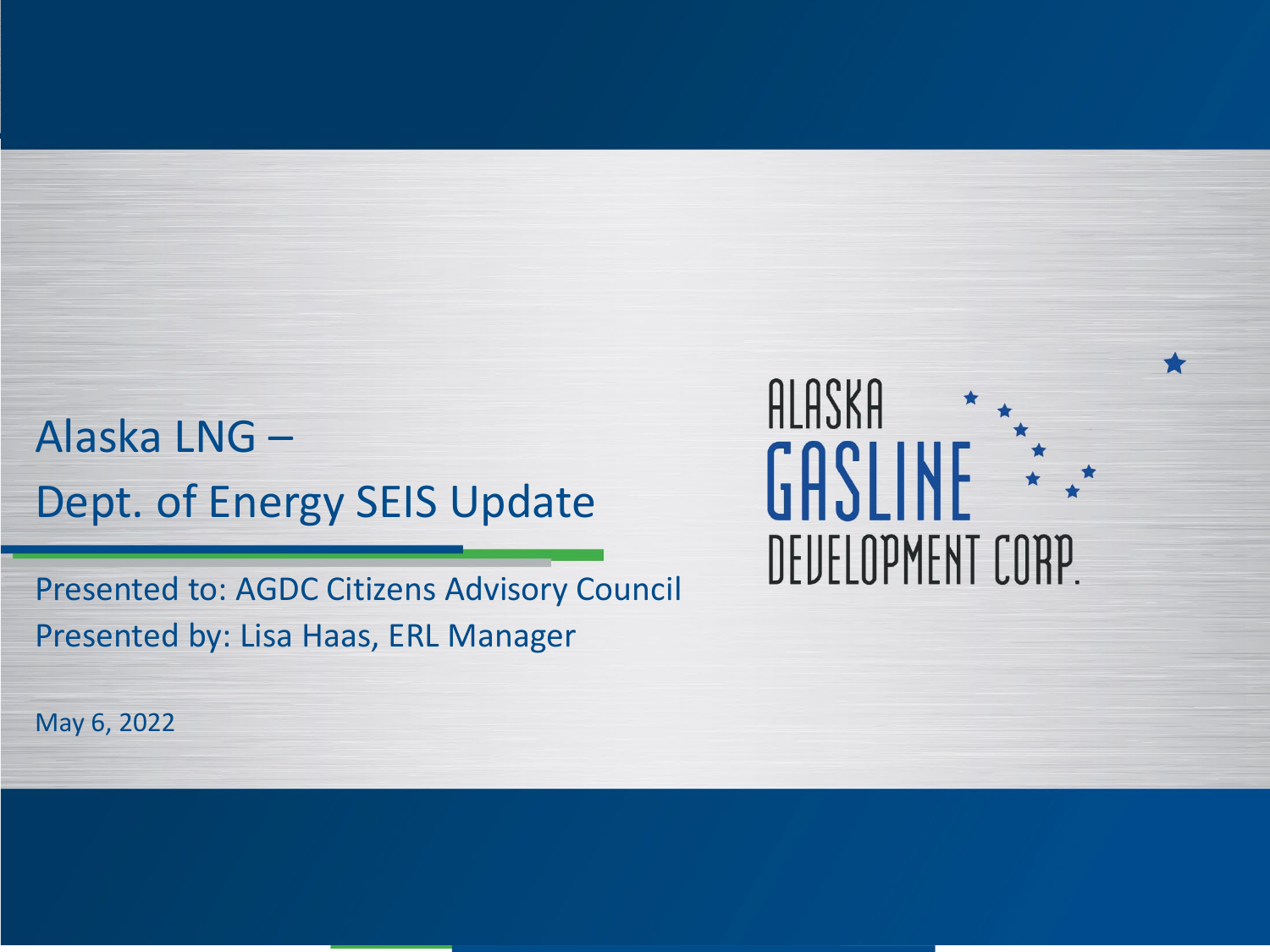# Alaska LNG –
# Dept. of Energy SEIS Update

Presented to: AGDC Citizens Advisory Council

Presented by: Lisa Haas, ERL Manager

May 6, 2022

ALASKA GASLINE DEVELOPMENT CORP.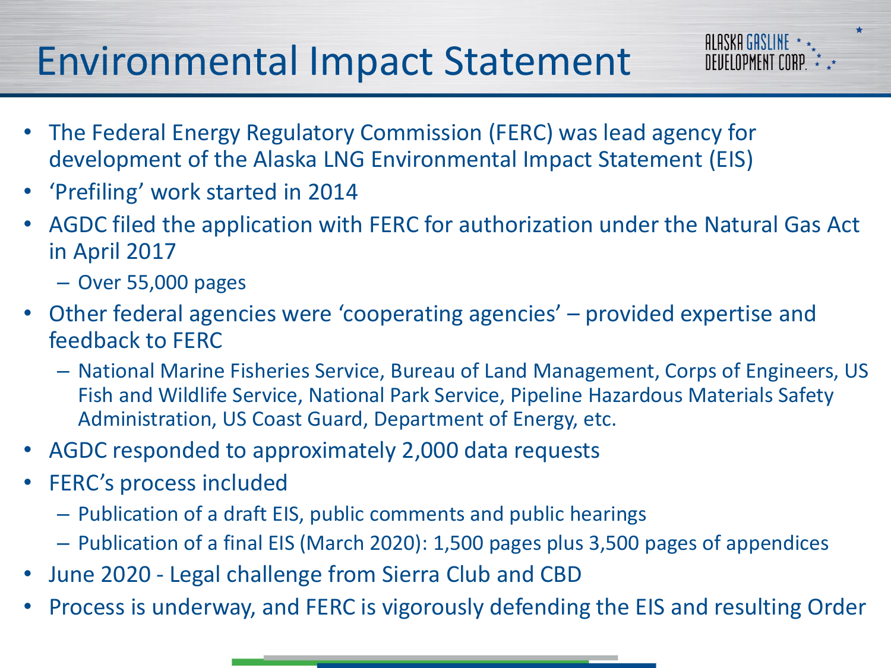# Environmental Impact Statement

- The Federal Energy Regulatory Commission (FERC) was lead agency for development of the Alaska LNG Environmental Impact Statement (EIS)
- 'Prefiling' work started in 2014
- AGDC filed the application with FERC for authorization under the Natural Gas Act in April 2017
  - Over 55,000 pages
- Other federal agencies were 'cooperating agencies' – provided expertise and feedback to FERC
  - National Marine Fisheries Service, Bureau of Land Management, Corps of Engineers, US Fish and Wildlife Service, National Park Service, Pipeline Hazardous Materials Safety Administration, US Coast Guard, Department of Energy, etc.
- AGDC responded to approximately 2,000 data requests
- FERC's process included
  - Publication of a draft EIS, public comments and public hearings
  - Publication of a final EIS (March 2020): 1,500 pages plus 3,500 pages of appendices
- June 2020 - Legal challenge from Sierra Club and CBD
- Process is underway, and FERC is vigorously defending the EIS and resulting Order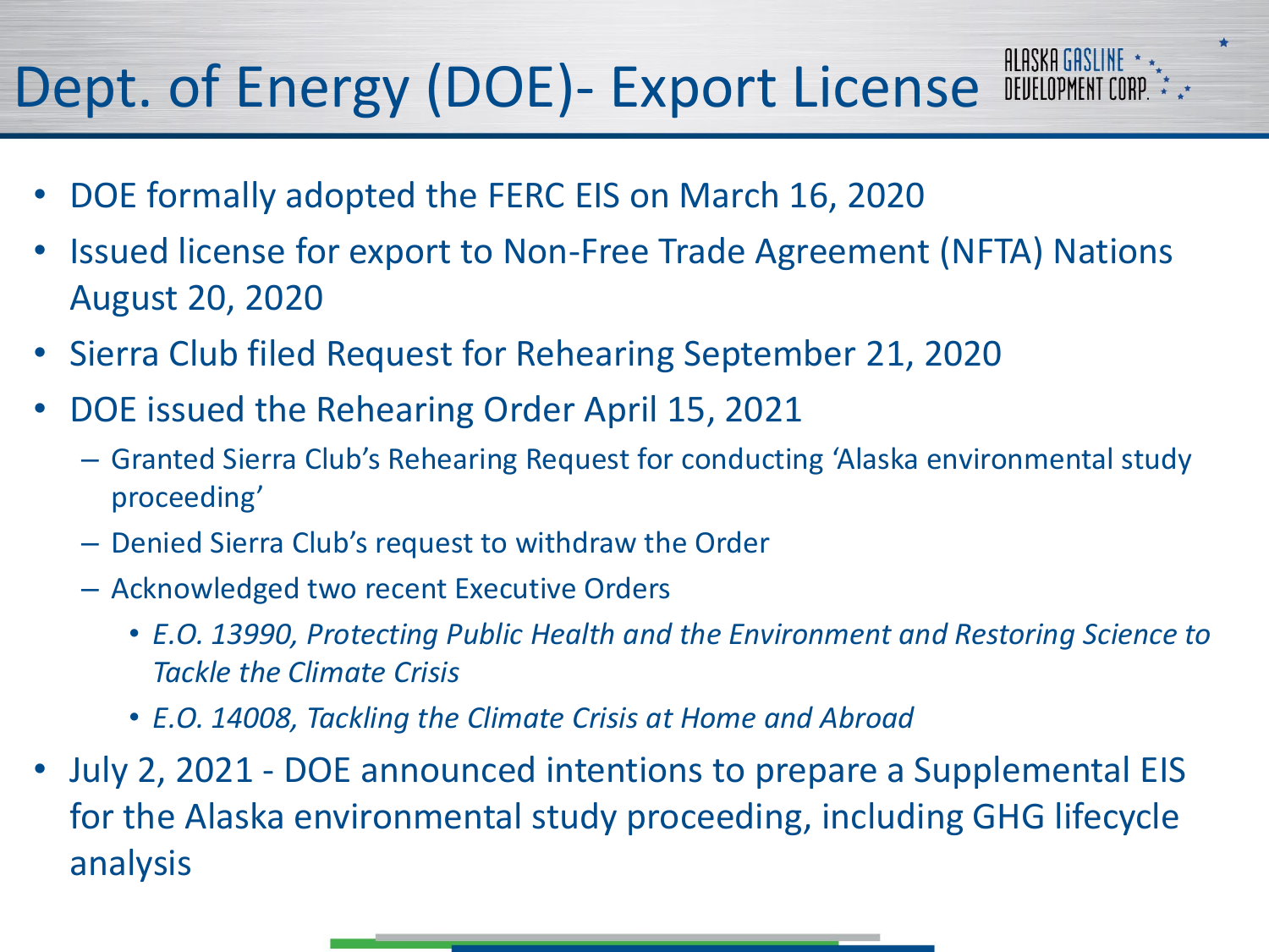# Dept. of Energy (DOE)- Export License

- DOE formally adopted the FERC EIS on March 16, 2020
- Issued license for export to Non-Free Trade Agreement (NFTA) Nations August 20, 2020
- Sierra Club filed Request for Rehearing September 21, 2020
- DOE issued the Rehearing Order April 15, 2021
  - Granted Sierra Club's Rehearing Request for conducting 'Alaska environmental study proceeding'
  - Denied Sierra Club's request to withdraw the Order
  - Acknowledged two recent Executive Orders
    - *E.O. 13990, Protecting Public Health and the Environment and Restoring Science to Tackle the Climate Crisis*
    - *E.O. 14008, Tackling the Climate Crisis at Home and Abroad*
- July 2, 2021 - DOE announced intentions to prepare a Supplemental EIS for the Alaska environmental study proceeding, including GHG lifecycle analysis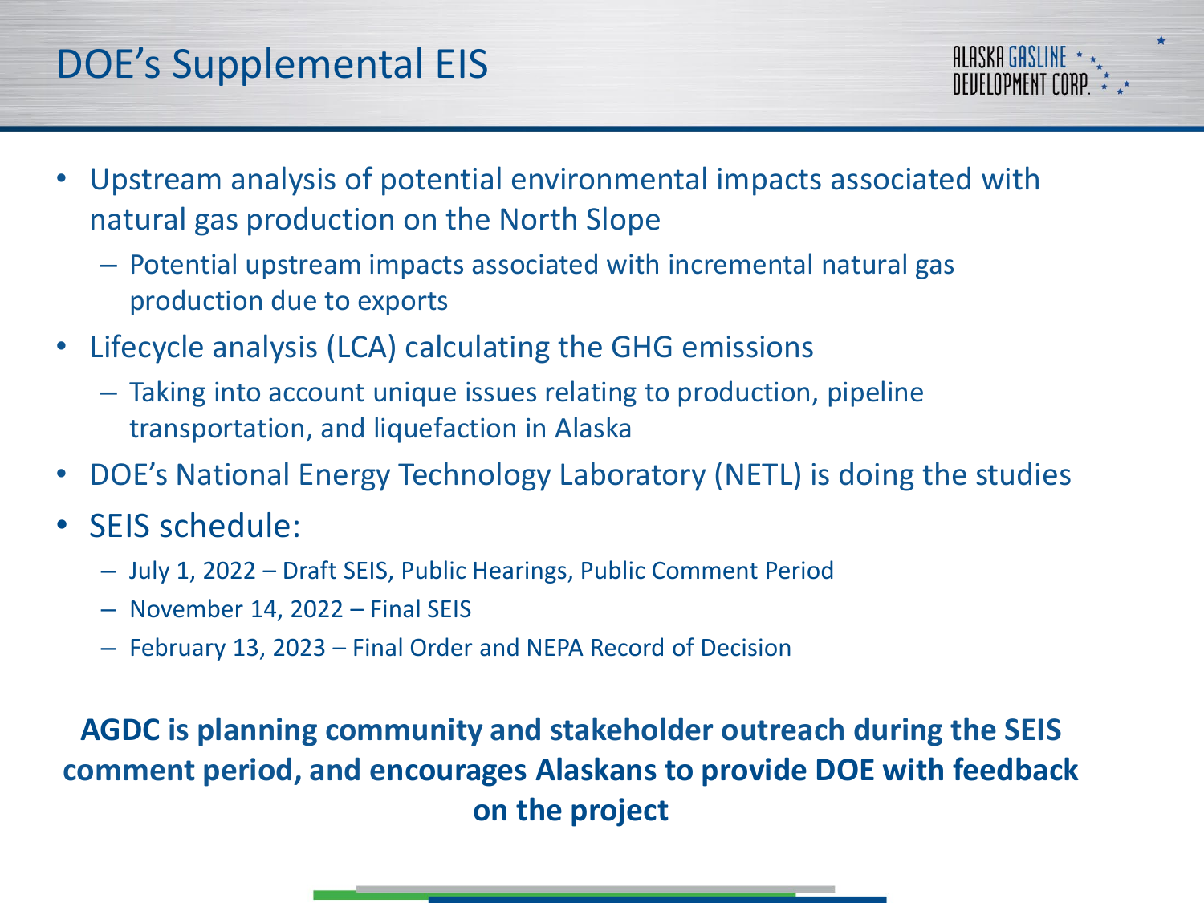# DOE's Supplemental EIS

- Upstream analysis of potential environmental impacts associated with natural gas production on the North Slope
  - Potential upstream impacts associated with incremental natural gas production due to exports
- Lifecycle analysis (LCA) calculating the GHG emissions
  - Taking into account unique issues relating to production, pipeline transportation, and liquefaction in Alaska
- DOE's National Energy Technology Laboratory (NETL) is doing the studies
- SEIS schedule:
  - July 1, 2022 – Draft SEIS, Public Hearings, Public Comment Period
  - November 14, 2022 – Final SEIS
  - February 13, 2023 – Final Order and NEPA Record of Decision

**AGDC is planning community and stakeholder outreach during the SEIS comment period, and encourages Alaskans to provide DOE with feedback on the project**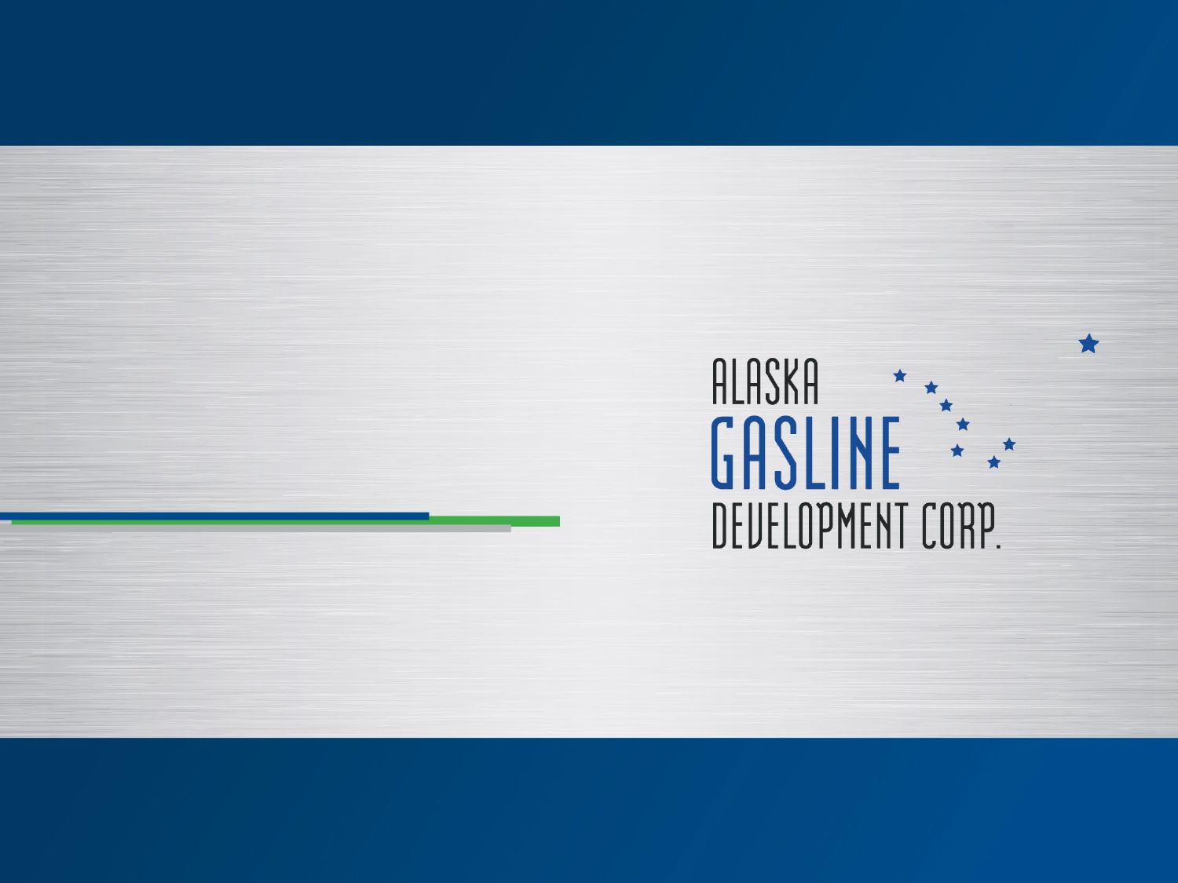ALASKA

GASLINE

DEVELOPMENT CORP.